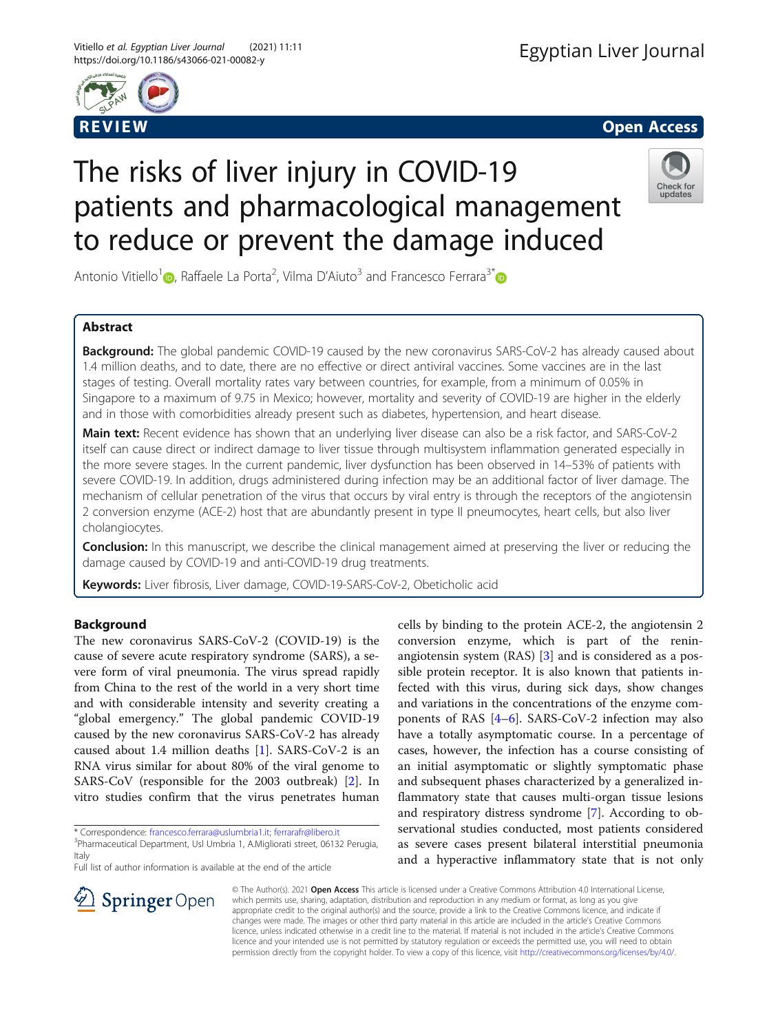REVIEW

Open Access

# The risks of liver injury in COVID-19 patients and pharmacological management to reduce or prevent the damage induced

Antonio Vitiello[1], Raffaele La Porta[2], Vilma D'Aiuto[3] and Francesco Ferrara[3*]

## Abstract

**Background:** The global pandemic COVID-19 caused by the new coronavirus SARS-CoV-2 has already caused about 1.4 million deaths, and to date, there are no effective or direct antiviral vaccines. Some vaccines are in the last stages of testing. Overall mortality rates vary between countries, for example, from a minimum of 0.05% in Singapore to a maximum of 9.75 in Mexico; however, mortality and severity of COVID-19 are higher in the elderly and in those with comorbidities already present such as diabetes, hypertension, and heart disease.

**Main text:** Recent evidence has shown that an underlying liver disease can also be a risk factor, and SARS-CoV-2 itself can cause direct or indirect damage to liver tissue through multisystem inflammation generated especially in the more severe stages. In the current pandemic, liver dysfunction has been observed in 14–53% of patients with severe COVID-19. In addition, drugs administered during infection may be an additional factor of liver damage. The mechanism of cellular penetration of the virus that occurs by viral entry is through the receptors of the angiotensin 2 conversion enzyme (ACE-2) host that are abundantly present in type II pneumocytes, heart cells, but also liver cholangiocytes.

**Conclusion:** In this manuscript, we describe the clinical management aimed at preserving the liver or reducing the damage caused by COVID-19 and anti-COVID-19 drug treatments.

**Keywords:** Liver fibrosis, Liver damage, COVID-19-SARS-CoV-2, Obeticholic acid

## Background

The new coronavirus SARS-CoV-2 (COVID-19) is the cause of severe acute respiratory syndrome (SARS), a severe form of viral pneumonia. The virus spread rapidly from China to the rest of the world in a very short time and with considerable intensity and severity creating a "global emergency." The global pandemic COVID-19 caused by the new coronavirus SARS-CoV-2 has already caused about 1.4 million deaths [1]. SARS-CoV-2 is an RNA virus similar for about 80% of the viral genome to SARS-CoV (responsible for the 2003 outbreak) [2]. In vitro studies confirm that the virus penetrates human cells by binding to the protein ACE-2, the angiotensin 2 conversion enzyme, which is part of the renin-angiotensin system (RAS) [3] and is considered as a possible protein receptor. It is also known that patients infected with this virus, during sick days, show changes and variations in the concentrations of the enzyme components of RAS [4–6]. SARS-CoV-2 infection may also have a totally asymptomatic course. In a percentage of cases, however, the infection has a course consisting of an initial asymptomatic or slightly symptomatic phase and subsequent phases characterized by a generalized inflammatory state that causes multi-organ tissue lesions and respiratory distress syndrome [7]. According to observational studies conducted, most patients considered as severe cases present bilateral interstitial pneumonia and a hyperactive inflammatory state that is not only

\* Correspondence: francesco.ferrara@uslumbria1.it; ferrarafr@libero.it
[3]Pharmaceutical Department, Usl Umbria 1, A.Migliorati street, 06132 Perugia, Italy
Full list of author information is available at the end of the article

© The Author(s). 2021 **Open Access** This article is licensed under a Creative Commons Attribution 4.0 International License, which permits use, sharing, adaptation, distribution and reproduction in any medium or format, as long as you give appropriate credit to the original author(s) and the source, provide a link to the Creative Commons licence, and indicate if changes were made. The images or other third party material in this article are included in the article's Creative Commons licence, unless indicated otherwise in a credit line to the material. If material is not included in the article's Creative Commons licence and your intended use is not permitted by statutory regulation or exceeds the permitted use, you will need to obtain permission directly from the copyright holder. To view a copy of this licence, visit http://creativecommons.org/licenses/by/4.0/.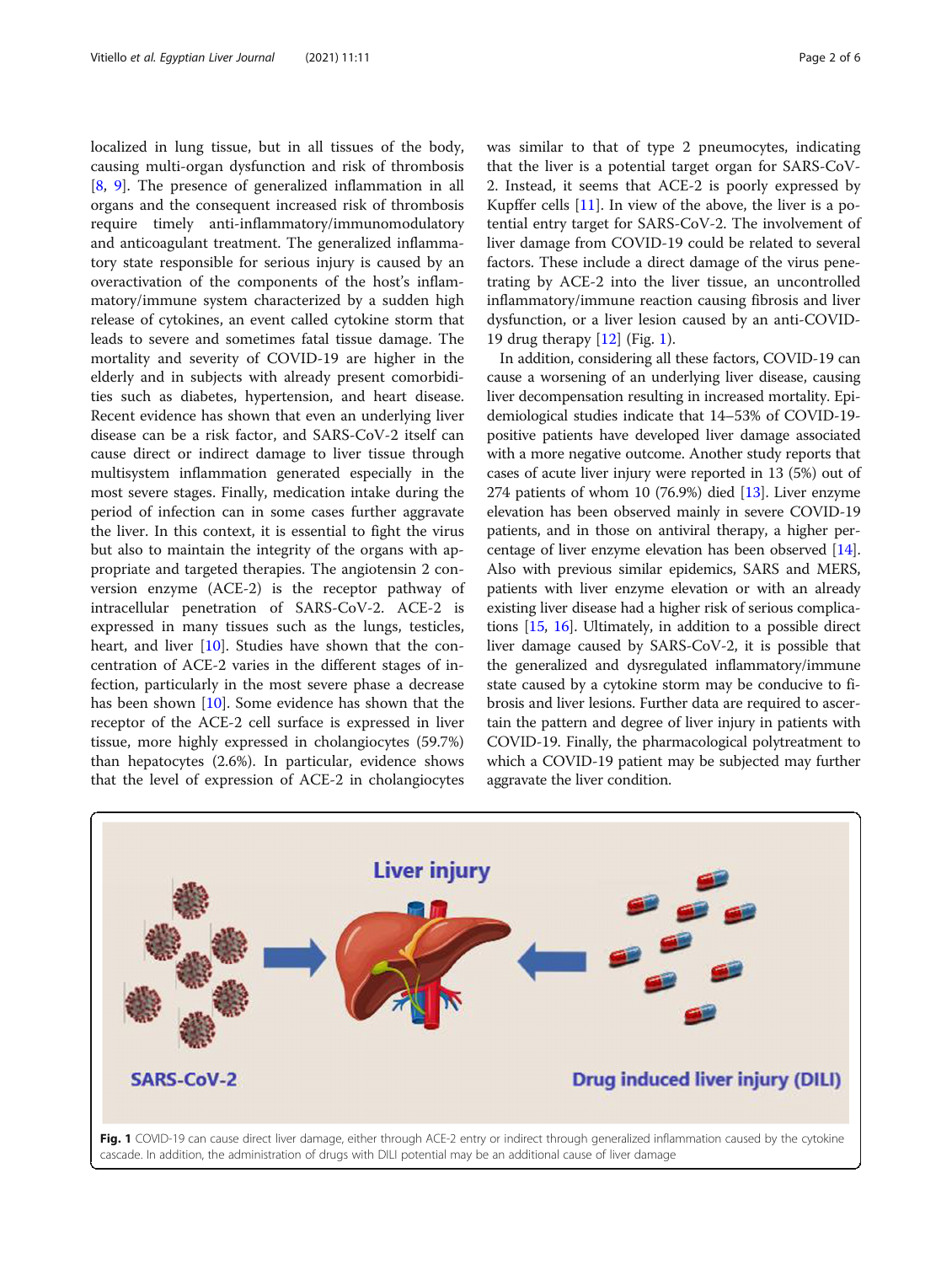localized in lung tissue, but in all tissues of the body, causing multi-organ dysfunction and risk of thrombosis [8, 9]. The presence of generalized inflammation in all organs and the consequent increased risk of thrombosis require timely anti-inflammatory/immunomodulatory and anticoagulant treatment. The generalized inflammatory state responsible for serious injury is caused by an overactivation of the components of the host's inflammatory/immune system characterized by a sudden high release of cytokines, an event called cytokine storm that leads to severe and sometimes fatal tissue damage. The mortality and severity of COVID-19 are higher in the elderly and in subjects with already present comorbidities such as diabetes, hypertension, and heart disease. Recent evidence has shown that even an underlying liver disease can be a risk factor, and SARS-CoV-2 itself can cause direct or indirect damage to liver tissue through multisystem inflammation generated especially in the most severe stages. Finally, medication intake during the period of infection can in some cases further aggravate the liver. In this context, it is essential to fight the virus but also to maintain the integrity of the organs with appropriate and targeted therapies. The angiotensin 2 conversion enzyme (ACE-2) is the receptor pathway of intracellular penetration of SARS-CoV-2. ACE-2 is expressed in many tissues such as the lungs, testicles, heart, and liver [10]. Studies have shown that the concentration of ACE-2 varies in the different stages of infection, particularly in the most severe phase a decrease has been shown [10]. Some evidence has shown that the receptor of the ACE-2 cell surface is expressed in liver tissue, more highly expressed in cholangiocytes (59.7%) than hepatocytes (2.6%). In particular, evidence shows that the level of expression of ACE-2 in cholangiocytes was similar to that of type 2 pneumocytes, indicating that the liver is a potential target organ for SARS-CoV-2. Instead, it seems that ACE-2 is poorly expressed by Kupffer cells [11]. In view of the above, the liver is a potential entry target for SARS-CoV-2. The involvement of liver damage from COVID-19 could be related to several factors. These include a direct damage of the virus penetrating by ACE-2 into the liver tissue, an uncontrolled inflammatory/immune reaction causing fibrosis and liver dysfunction, or a liver lesion caused by an anti-COVID-19 drug therapy [12] (Fig. 1).

In addition, considering all these factors, COVID-19 can cause a worsening of an underlying liver disease, causing liver decompensation resulting in increased mortality. Epidemiological studies indicate that 14–53% of COVID-19-positive patients have developed liver damage associated with a more negative outcome. Another study reports that cases of acute liver injury were reported in 13 (5%) out of 274 patients of whom 10 (76.9%) died [13]. Liver enzyme elevation has been observed mainly in severe COVID-19 patients, and in those on antiviral therapy, a higher percentage of liver enzyme elevation has been observed [14]. Also with previous similar epidemics, SARS and MERS, patients with liver enzyme elevation or with an already existing liver disease had a higher risk of serious complications [15, 16]. Ultimately, in addition to a possible direct liver damage caused by SARS-CoV-2, it is possible that the generalized and dysregulated inflammatory/immune state caused by a cytokine storm may be conducive to fibrosis and liver lesions. Further data are required to ascertain the pattern and degree of liver injury in patients with COVID-19. Finally, the pharmacological polytreatment to which a COVID-19 patient may be subjected may further aggravate the liver condition.

**Fig. 1** COVID-19 can cause direct liver damage, either through ACE-2 entry or indirect through generalized inflammation caused by the cytokine cascade. In addition, the administration of drugs with DILI potential may be an additional cause of liver damage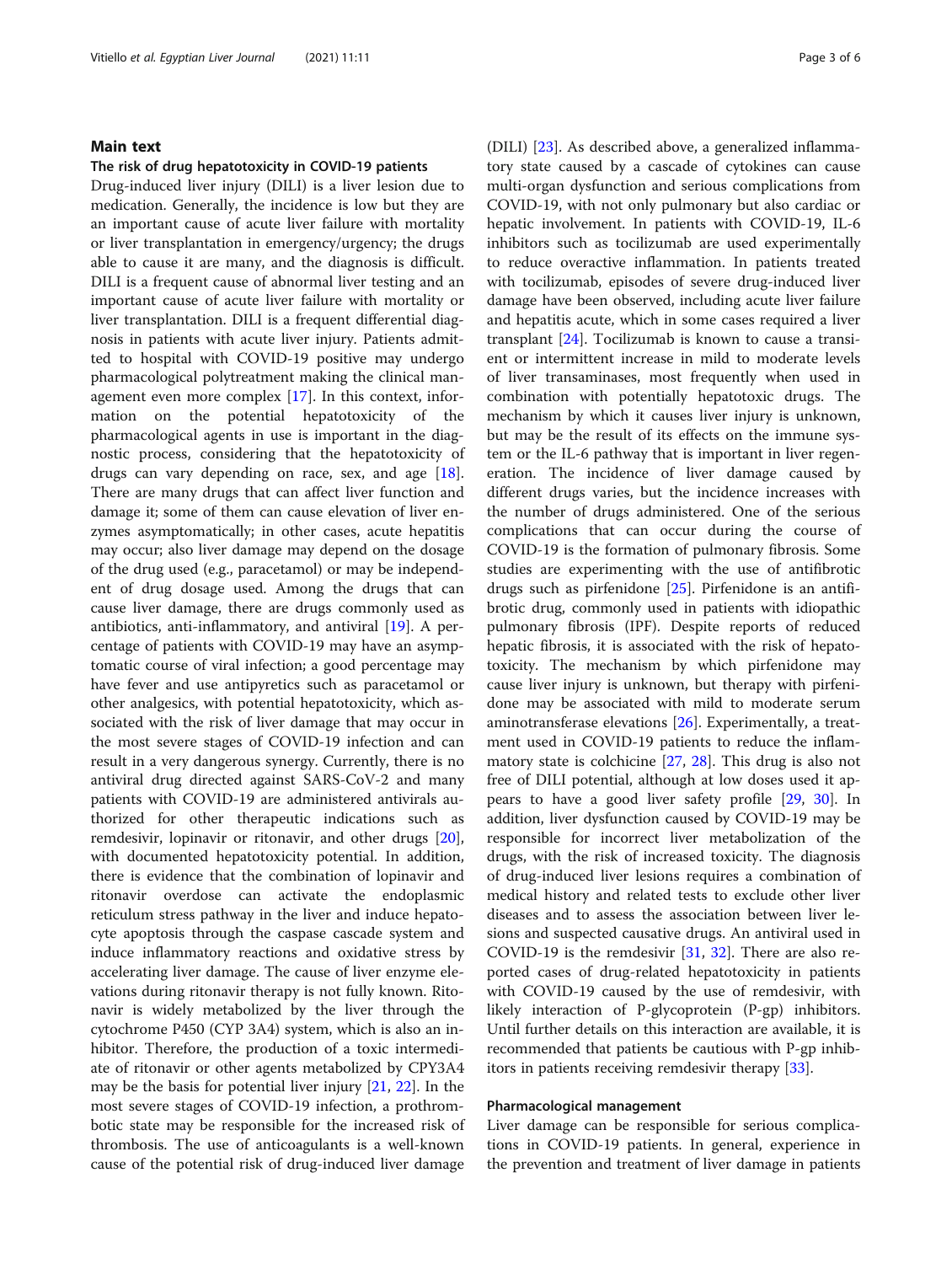## Main text

### The risk of drug hepatotoxicity in COVID-19 patients

Drug-induced liver injury (DILI) is a liver lesion due to medication. Generally, the incidence is low but they are an important cause of acute liver failure with mortality or liver transplantation in emergency/urgency; the drugs able to cause it are many, and the diagnosis is difficult. DILI is a frequent cause of abnormal liver testing and an important cause of acute liver failure with mortality or liver transplantation. DILI is a frequent differential diagnosis in patients with acute liver injury. Patients admitted to hospital with COVID-19 positive may undergo pharmacological polytreatment making the clinical management even more complex [17]. In this context, information on the potential hepatotoxicity of the pharmacological agents in use is important in the diagnostic process, considering that the hepatotoxicity of drugs can vary depending on race, sex, and age [18]. There are many drugs that can affect liver function and damage it; some of them can cause elevation of liver enzymes asymptomatically; in other cases, acute hepatitis may occur; also liver damage may depend on the dosage of the drug used (e.g., paracetamol) or may be independent of drug dosage used. Among the drugs that can cause liver damage, there are drugs commonly used as antibiotics, anti-inflammatory, and antiviral [19]. A percentage of patients with COVID-19 may have an asymptomatic course of viral infection; a good percentage may have fever and use antipyretics such as paracetamol or other analgesics, with potential hepatotoxicity, which associated with the risk of liver damage that may occur in the most severe stages of COVID-19 infection and can result in a very dangerous synergy. Currently, there is no antiviral drug directed against SARS-CoV-2 and many patients with COVID-19 are administered antivirals authorized for other therapeutic indications such as remdesivir, lopinavir or ritonavir, and other drugs [20], with documented hepatotoxicity potential. In addition, there is evidence that the combination of lopinavir and ritonavir overdose can activate the endoplasmic reticulum stress pathway in the liver and induce hepatocyte apoptosis through the caspase cascade system and induce inflammatory reactions and oxidative stress by accelerating liver damage. The cause of liver enzyme elevations during ritonavir therapy is not fully known. Ritonavir is widely metabolized by the liver through the cytochrome P450 (CYP 3A4) system, which is also an inhibitor. Therefore, the production of a toxic intermediate of ritonavir or other agents metabolized by CPY3A4 may be the basis for potential liver injury [21, 22]. In the most severe stages of COVID-19 infection, a prothrombotic state may be responsible for the increased risk of thrombosis. The use of anticoagulants is a well-known cause of the potential risk of drug-induced liver damage (DILI) [23]. As described above, a generalized inflammatory state caused by a cascade of cytokines can cause multi-organ dysfunction and serious complications from COVID-19, with not only pulmonary but also cardiac or hepatic involvement. In patients with COVID-19, IL-6 inhibitors such as tocilizumab are used experimentally to reduce overactive inflammation. In patients treated with tocilizumab, episodes of severe drug-induced liver damage have been observed, including acute liver failure and hepatitis acute, which in some cases required a liver transplant [24]. Tocilizumab is known to cause a transient or intermittent increase in mild to moderate levels of liver transaminases, most frequently when used in combination with potentially hepatotoxic drugs. The mechanism by which it causes liver injury is unknown, but may be the result of its effects on the immune system or the IL-6 pathway that is important in liver regeneration. The incidence of liver damage caused by different drugs varies, but the incidence increases with the number of drugs administered. One of the serious complications that can occur during the course of COVID-19 is the formation of pulmonary fibrosis. Some studies are experimenting with the use of antifibrotic drugs such as pirfenidone [25]. Pirfenidone is an antifibrotic drug, commonly used in patients with idiopathic pulmonary fibrosis (IPF). Despite reports of reduced hepatic fibrosis, it is associated with the risk of hepatotoxicity. The mechanism by which pirfenidone may cause liver injury is unknown, but therapy with pirfenidone may be associated with mild to moderate serum aminotransferase elevations [26]. Experimentally, a treatment used in COVID-19 patients to reduce the inflammatory state is colchicine [27, 28]. This drug is also not free of DILI potential, although at low doses used it appears to have a good liver safety profile [29, 30]. In addition, liver dysfunction caused by COVID-19 may be responsible for incorrect liver metabolization of the drugs, with the risk of increased toxicity. The diagnosis of drug-induced liver lesions requires a combination of medical history and related tests to exclude other liver diseases and to assess the association between liver lesions and suspected causative drugs. An antiviral used in COVID-19 is the remdesivir [31, 32]. There are also reported cases of drug-related hepatotoxicity in patients with COVID-19 caused by the use of remdesivir, with likely interaction of P-glycoprotein (P-gp) inhibitors. Until further details on this interaction are available, it is recommended that patients be cautious with P-gp inhibitors in patients receiving remdesivir therapy [33].

### Pharmacological management

Liver damage can be responsible for serious complications in COVID-19 patients. In general, experience in the prevention and treatment of liver damage in patients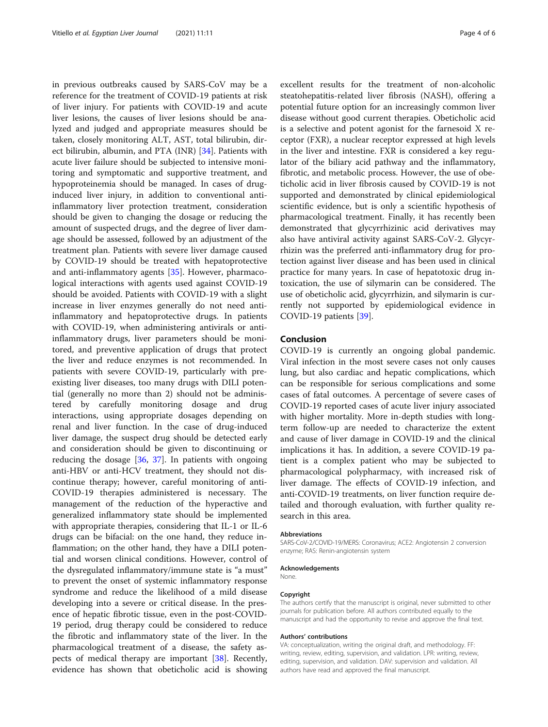in previous outbreaks caused by SARS-CoV may be a reference for the treatment of COVID-19 patients at risk of liver injury. For patients with COVID-19 and acute liver lesions, the causes of liver lesions should be analyzed and judged and appropriate measures should be taken, closely monitoring ALT, AST, total bilirubin, direct bilirubin, albumin, and PTA (INR) [34]. Patients with acute liver failure should be subjected to intensive monitoring and symptomatic and supportive treatment, and hypoproteinemia should be managed. In cases of drug-induced liver injury, in addition to conventional anti-inflammatory liver protection treatment, consideration should be given to changing the dosage or reducing the amount of suspected drugs, and the degree of liver damage should be assessed, followed by an adjustment of the treatment plan. Patients with severe liver damage caused by COVID-19 should be treated with hepatoprotective and anti-inflammatory agents [35]. However, pharmacological interactions with agents used against COVID-19 should be avoided. Patients with COVID-19 with a slight increase in liver enzymes generally do not need anti-inflammatory and hepatoprotective drugs. In patients with COVID-19, when administering antivirals or anti-inflammatory drugs, liver parameters should be monitored, and preventive application of drugs that protect the liver and reduce enzymes is not recommended. In patients with severe COVID-19, particularly with pre-existing liver diseases, too many drugs with DILI potential (generally no more than 2) should not be administered by carefully monitoring dosage and drug interactions, using appropriate dosages depending on renal and liver function. In the case of drug-induced liver damage, the suspect drug should be detected early and consideration should be given to discontinuing or reducing the dosage [36, 37]. In patients with ongoing anti-HBV or anti-HCV treatment, they should not discontinue therapy; however, careful monitoring of anti-COVID-19 therapies administered is necessary. The management of the reduction of the hyperactive and generalized inflammatory state should be implemented with appropriate therapies, considering that IL-1 or IL-6 drugs can be bifacial: on the one hand, they reduce inflammation; on the other hand, they have a DILI potential and worsen clinical conditions. However, control of the dysregulated inflammatory/immune state is "a must" to prevent the onset of systemic inflammatory response syndrome and reduce the likelihood of a mild disease developing into a severe or critical disease. In the presence of hepatic fibrotic tissue, even in the post-COVID-19 period, drug therapy could be considered to reduce the fibrotic and inflammatory state of the liver. In the pharmacological treatment of a disease, the safety aspects of medical therapy are important [38]. Recently, evidence has shown that obeticholic acid is showing excellent results for the treatment of non-alcoholic steatohepatitis-related liver fibrosis (NASH), offering a potential future option for an increasingly common liver disease without good current therapies. Obeticholic acid is a selective and potent agonist for the farnesoid X receptor (FXR), a nuclear receptor expressed at high levels in the liver and intestine. FXR is considered a key regulator of the biliary acid pathway and the inflammatory, fibrotic, and metabolic process. However, the use of obeticholic acid in liver fibrosis caused by COVID-19 is not supported and demonstrated by clinical epidemiological scientific evidence, but is only a scientific hypothesis of pharmacological treatment. Finally, it has recently been demonstrated that glycyrrhizinic acid derivatives may also have antiviral activity against SARS-CoV-2. Glycyrrhizin was the preferred anti-inflammatory drug for protection against liver disease and has been used in clinical practice for many years. In case of hepatotoxic drug intoxication, the use of silymarin can be considered. The use of obeticholic acid, glycyrrhizin, and silymarin is currently not supported by epidemiological evidence in COVID-19 patients [39].

## Conclusion

COVID-19 is currently an ongoing global pandemic. Viral infection in the most severe cases not only causes lung, but also cardiac and hepatic complications, which can be responsible for serious complications and some cases of fatal outcomes. A percentage of severe cases of COVID-19 reported cases of acute liver injury associated with higher mortality. More in-depth studies with long-term follow-up are needed to characterize the extent and cause of liver damage in COVID-19 and the clinical implications it has. In addition, a severe COVID-19 patient is a complex patient who may be subjected to pharmacological polypharmacy, with increased risk of liver damage. The effects of COVID-19 infection, and anti-COVID-19 treatments, on liver function require detailed and thorough evaluation, with further quality research in this area.

### Abbreviations

SARS-CoV-2/COVID-19/MERS: Coronavirus; ACE2: Angiotensin 2 conversion enzyme; RAS: Renin-angiotensin system

### Acknowledgements

None.

### Copyright

The authors certify that the manuscript is original, never submitted to other journals for publication before. All authors contributed equally to the manuscript and had the opportunity to revise and approve the final text.

### Authors' contributions

VA: conceptualization, writing the original draft, and methodology. FF: writing, review, editing, supervision, and validation. LPR: writing, review, editing, supervision, and validation. DAV: supervision and validation. All authors have read and approved the final manuscript.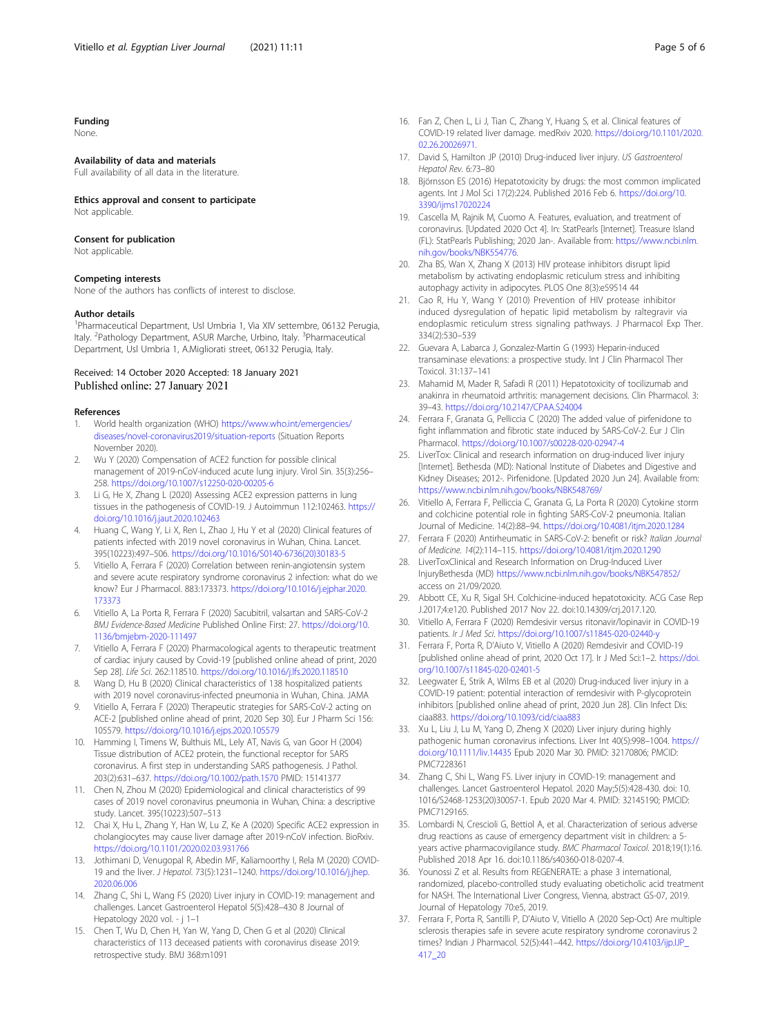### Funding

None.

### Availability of data and materials

Full availability of all data in the literature.

### Ethics approval and consent to participate

Not applicable.

### Consent for publication

Not applicable.

### Competing interests

None of the authors has conflicts of interest to disclose.

### Author details

[1]Pharmaceutical Department, Usl Umbria 1, Via XIV settembre, 06132 Perugia, Italy. [2]Pathology Department, ASUR Marche, Urbino, Italy. [3]Pharmaceutical Department, Usl Umbria 1, A.Migliorati street, 06132 Perugia, Italy.

Received: 14 October 2020 Accepted: 18 January 2021
Published online: 27 January 2021

### References

1. World health organization (WHO) https://www.who.int/emergencies/diseases/novel-coronavirus2019/situation-reports (Situation Reports November 2020).
2. Wu Y (2020) Compensation of ACE2 function for possible clinical management of 2019-nCoV-induced acute lung injury. Virol Sin. 35(3):256–258. https://doi.org/10.1007/s12250-020-00205-6
3. Li G, He X, Zhang L (2020) Assessing ACE2 expression patterns in lung tissues in the pathogenesis of COVID-19. J Autoimmun 112:102463. https://doi.org/10.1016/j.jaut.2020.102463
4. Huang C, Wang Y, Li X, Ren L, Zhao J, Hu Y et al (2020) Clinical features of patients infected with 2019 novel coronavirus in Wuhan, China. Lancet. 395(10223):497–506. https://doi.org/10.1016/S0140-6736(20)30183-5
5. Vitiello A, Ferrara F (2020) Correlation between renin-angiotensin system and severe acute respiratory syndrome coronavirus 2 infection: what do we know? Eur J Pharmacol. 883:173373. https://doi.org/10.1016/j.ejphar.2020.173373
6. Vitiello A, La Porta R, Ferrara F (2020) Sacubitril, valsartan and SARS-CoV-2 *BMJ Evidence-Based Medicine* Published Online First: 27. https://doi.org/10.1136/bmjebm-2020-111497
7. Vitiello A, Ferrara F (2020) Pharmacological agents to therapeutic treatment of cardiac injury caused by Covid-19 [published online ahead of print, 2020 Sep 28]. *Life Sci*. 262:118510. https://doi.org/10.1016/j.lfs.2020.118510
8. Wang D, Hu B (2020) Clinical characteristics of 138 hospitalized patients with 2019 novel coronavirus-infected pneumonia in Wuhan, China. JAMA
9. Vitiello A, Ferrara F (2020) Therapeutic strategies for SARS-CoV-2 acting on ACE-2 [published online ahead of print, 2020 Sep 30]. Eur J Pharm Sci 156:105579. https://doi.org/10.1016/j.ejps.2020.105579
10. Hamming I, Timens W, Bulthuis ML, Lely AT, Navis G, van Goor H (2004) Tissue distribution of ACE2 protein, the functional receptor for SARS coronavirus. A first step in understanding SARS pathogenesis. J Pathol. 203(2):631–637. https://doi.org/10.1002/path.1570 PMID: 15141377
11. Chen N, Zhou M (2020) Epidemiological and clinical characteristics of 99 cases of 2019 novel coronavirus pneumonia in Wuhan, China: a descriptive study. Lancet. 395(10223):507–513
12. Chai X, Hu L, Zhang Y, Han W, Lu Z, Ke A (2020) Specific ACE2 expression in cholangiocytes may cause liver damage after 2019-nCoV infection. BioRxiv. https://doi.org/10.1101/2020.02.03.931766
13. Jothimani D, Venugopal R, Abedin MF, Kaliamoorthy I, Rela M (2020) COVID-19 and the liver. *J Hepatol*. 73(5):1231–1240. https://doi.org/10.1016/j.jhep.2020.06.006
14. Zhang C, Shi L, Wang FS (2020) Liver injury in COVID-19: management and challenges. Lancet Gastroenterol Hepatol 5(5):428–430 8 Journal of Hepatology 2020 vol. - j 1–1
15. Chen T, Wu D, Chen H, Yan W, Yang D, Chen G et al (2020) Clinical characteristics of 113 deceased patients with coronavirus disease 2019: retrospective study. BMJ 368:m1091
16. Fan Z, Chen L, Li J, Tian C, Zhang Y, Huang S, et al. Clinical features of COVID-19 related liver damage. medRxiv 2020. https://doi.org/10.1101/2020.02.26.20026971.
17. David S, Hamilton JP (2010) Drug-induced liver injury. *US Gastroenterol Hepatol Rev*. 6:73–80
18. Björnsson ES (2016) Hepatotoxicity by drugs: the most common implicated agents. Int J Mol Sci 17(2):224. Published 2016 Feb 6. https://doi.org/10.3390/ijms17020224
19. Cascella M, Rajnik M, Cuomo A. Features, evaluation, and treatment of coronavirus. [Updated 2020 Oct 4]. In: StatPearls [Internet]. Treasure Island (FL): StatPearls Publishing; 2020 Jan-. Available from: https://www.ncbi.nlm.nih.gov/books/NBK554776.
20. Zha BS, Wan X, Zhang X (2013) HIV protease inhibitors disrupt lipid metabolism by activating endoplasmic reticulum stress and inhibiting autophagy activity in adipocytes. PLOS One 8(3):e59514 44
21. Cao R, Hu Y, Wang Y (2010) Prevention of HIV protease inhibitor induced dysregulation of hepatic lipid metabolism by raltegravir via endoplasmic reticulum stress signaling pathways. J Pharmacol Exp Ther. 334(2):530–539
22. Guevara A, Labarca J, Gonzalez-Martin G (1993) Heparin-induced transaminase elevations: a prospective study. Int J Clin Pharmacol Ther Toxicol. 31:137–141
23. Mahamid M, Mader R, Safadi R (2011) Hepatotoxicity of tocilizumab and anakinra in rheumatoid arthritis: management decisions. Clin Pharmacol. 3: 39–43. https://doi.org/10.2147/CPAA.S24004
24. Ferrara F, Granata G, Pelliccia C (2020) The added value of pirfenidone to fight inflammation and fibrotic state induced by SARS-CoV-2. Eur J Clin Pharmacol. https://doi.org/10.1007/s00228-020-02947-4
25. LiverTox: Clinical and research information on drug-induced liver injury [Internet]. Bethesda (MD): National Institute of Diabetes and Digestive and Kidney Diseases; 2012-. Pirfenidone. [Updated 2020 Jun 24]. Available from: https://www.ncbi.nlm.nih.gov/books/NBK548769/
26. Vitiello A, Ferrara F, Pelliccia C, Granata G, La Porta R (2020) Cytokine storm and colchicine potential role in fighting SARS-CoV-2 pneumonia. Italian Journal of Medicine. 14(2):88–94. https://doi.org/10.4081/itjm.2020.1284
27. Ferrara F (2020) Antirheumatic in SARS-CoV-2: benefit or risk? *Italian Journal of Medicine. 14*(2):114–115. https://doi.org/10.4081/itjm.2020.1290
28. LiverToxClinical and Research Information on Drug-Induced Liver InjuryBethesda (MD) https://www.ncbi.nlm.nih.gov/books/NBK547852/ access on 21/09/2020.
29. Abbott CE, Xu R, Sigal SH. Colchicine-induced hepatotoxicity. ACG Case Rep J.2017;4:e120. Published 2017 Nov 22. doi:10.14309/crj.2017.120.
30. Vitiello A, Ferrara F (2020) Remdesivir versus ritonavir/lopinavir in COVID-19 patients. *Ir J Med Sci*. https://doi.org/10.1007/s11845-020-02440-y
31. Ferrara F, Porta R, D'Aiuto V, Vitiello A (2020) Remdesivir and COVID-19 [published online ahead of print, 2020 Oct 17]. Ir J Med Sci:1–2. https://doi.org/10.1007/s11845-020-02401-5
32. Leegwater E, Strik A, Wilms EB et al (2020) Drug-induced liver injury in a COVID-19 patient: potential interaction of remdesivir with P-glycoprotein inhibitors [published online ahead of print, 2020 Jun 28]. Clin Infect Dis: ciaa883. https://doi.org/10.1093/cid/ciaa883
33. Xu L, Liu J, Lu M, Yang D, Zheng X (2020) Liver injury during highly pathogenic human coronavirus infections. Liver Int 40(5):998–1004. https://doi.org/10.1111/liv.14435 Epub 2020 Mar 30. PMID: 32170806; PMCID: PMC7228361
34. Zhang C, Shi L, Wang FS. Liver injury in COVID-19: management and challenges. Lancet Gastroenterol Hepatol. 2020 May;5(5):428-430. doi: 10.1016/S2468-1253(20)30057-1. Epub 2020 Mar 4. PMID: 32145190; PMCID: PMC7129165.
35. Lombardi N, Crescioli G, Bettiol A, et al. Characterization of serious adverse drug reactions as cause of emergency department visit in children: a 5-years active pharmacovigilance study. *BMC Pharmacol Toxicol*. 2018;19(1):16. Published 2018 Apr 16. doi:10.1186/s40360-018-0207-4.
36. Younossi Z et al. Results from REGENERATE: a phase 3 international, randomized, placebo-controlled study evaluating obeticholic acid treatment for NASH. The International Liver Congress, Vienna, abstract GS-07, 2019. Journal of Hepatology 70:e5, 2019.
37. Ferrara F, Porta R, Santilli P, D'Aiuto V, Vitiello A (2020 Sep-Oct) Are multiple sclerosis therapies safe in severe acute respiratory syndrome coronavirus 2 times? Indian J Pharmacol. 52(5):441–442. https://doi.org/10.4103/ijp.IJP_417_20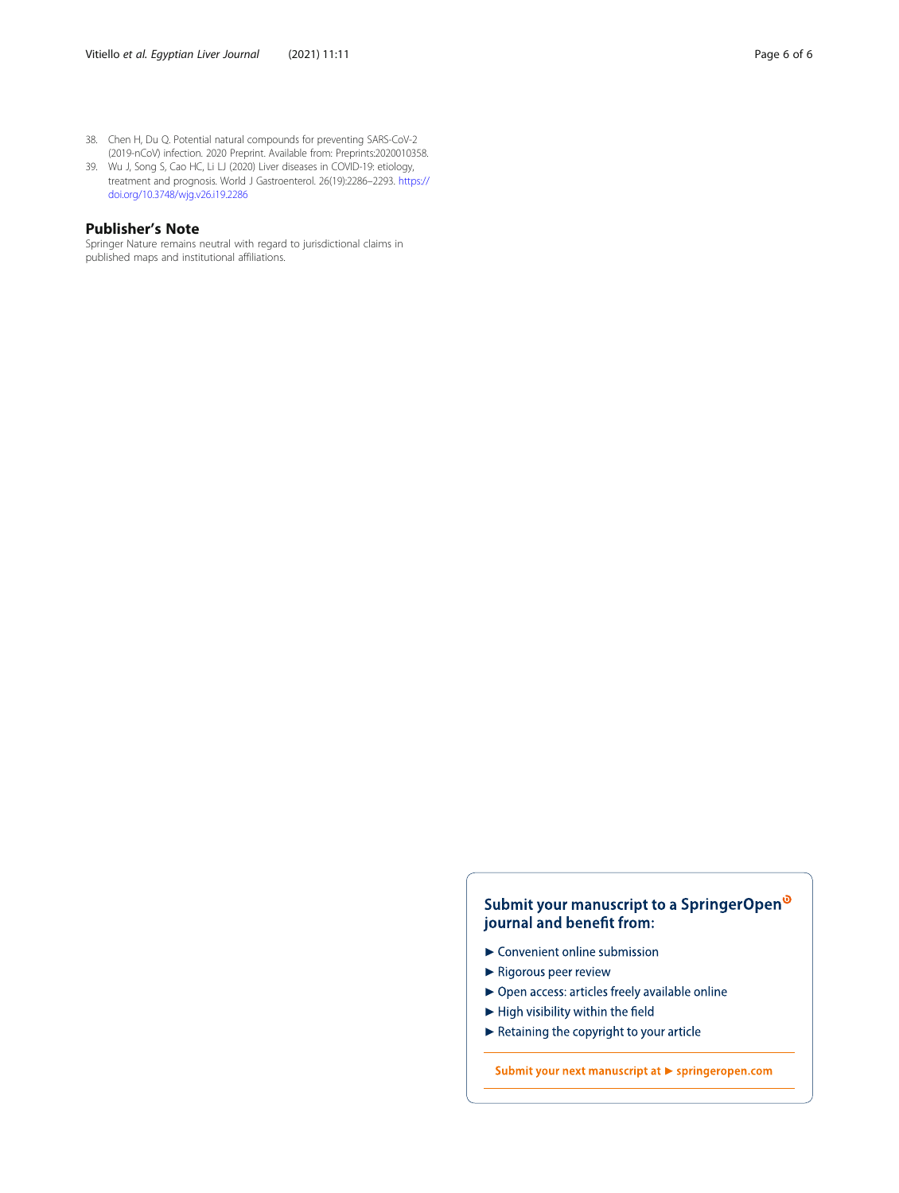38. Chen H, Du Q. Potential natural compounds for preventing SARS-CoV-2 (2019-nCoV) infection. 2020 Preprint. Available from: Preprints:2020010358.
39. Wu J, Song S, Cao HC, Li LJ (2020) Liver diseases in COVID-19: etiology, treatment and prognosis. World J Gastroenterol. 26(19):2286–2293. https://doi.org/10.3748/wjg.v26.i19.2286

## Publisher's Note

Springer Nature remains neutral with regard to jurisdictional claims in published maps and institutional affiliations.

**Submit your manuscript to a SpringerOpen journal and benefit from:**

- ► Convenient online submission
- ► Rigorous peer review
- ► Open access: articles freely available online
- ► High visibility within the field
- ► Retaining the copyright to your article

**Submit your next manuscript at ► springeropen.com**